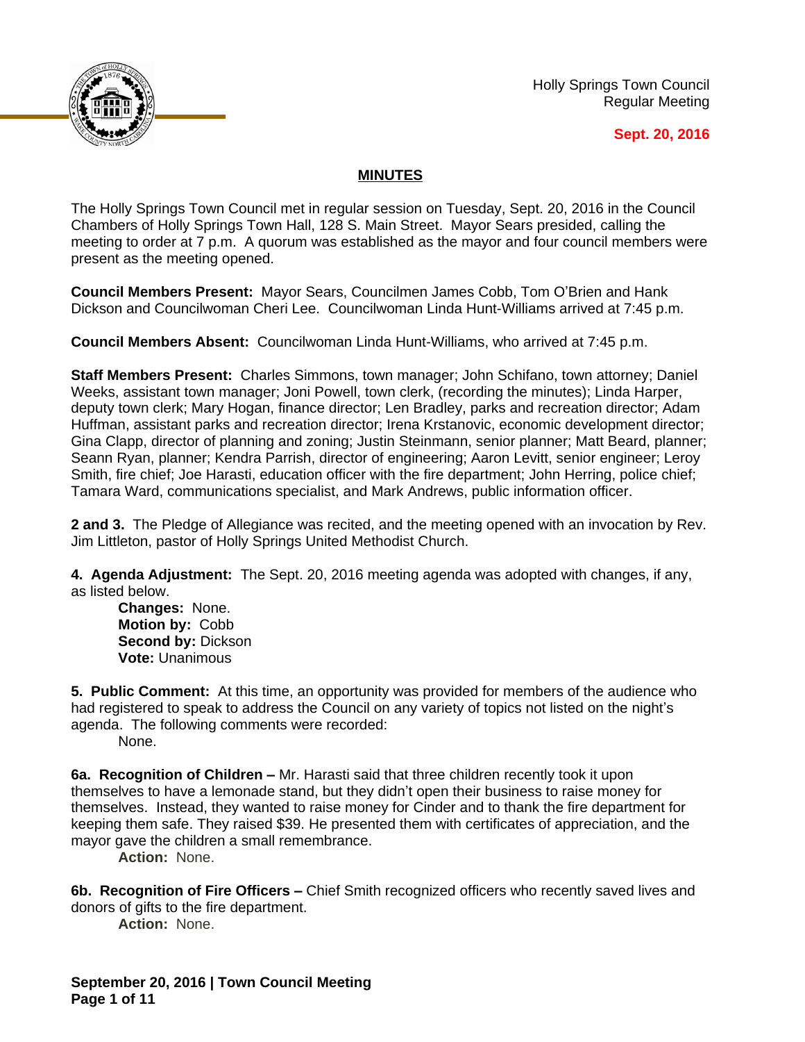Holly Springs Town Council
Regular Meeting

**Sept. 20, 2016**

## MINUTES

The Holly Springs Town Council met in regular session on Tuesday, Sept. 20, 2016 in the Council Chambers of Holly Springs Town Hall, 128 S. Main Street. Mayor Sears presided, calling the meeting to order at 7 p.m. A quorum was established as the mayor and four council members were present as the meeting opened.

**Council Members Present:** Mayor Sears, Councilmen James Cobb, Tom O'Brien and Hank Dickson and Councilwoman Cheri Lee. Councilwoman Linda Hunt-Williams arrived at 7:45 p.m.

**Council Members Absent:** Councilwoman Linda Hunt-Williams, who arrived at 7:45 p.m.

**Staff Members Present:** Charles Simmons, town manager; John Schifano, town attorney; Daniel Weeks, assistant town manager; Joni Powell, town clerk, (recording the minutes); Linda Harper, deputy town clerk; Mary Hogan, finance director; Len Bradley, parks and recreation director; Adam Huffman, assistant parks and recreation director; Irena Krstanovic, economic development director; Gina Clapp, director of planning and zoning; Justin Steinmann, senior planner; Matt Beard, planner; Seann Ryan, planner; Kendra Parrish, director of engineering; Aaron Levitt, senior engineer; Leroy Smith, fire chief; Joe Harasti, education officer with the fire department; John Herring, police chief; Tamara Ward, communications specialist, and Mark Andrews, public information officer.

**2 and 3.** The Pledge of Allegiance was recited, and the meeting opened with an invocation by Rev. Jim Littleton, pastor of Holly Springs United Methodist Church.

**4. Agenda Adjustment:** The Sept. 20, 2016 meeting agenda was adopted with changes, if any, as listed below.

**Changes:** None.
**Motion by:** Cobb
**Second by:** Dickson
**Vote:** Unanimous

**5. Public Comment:** At this time, an opportunity was provided for members of the audience who had registered to speak to address the Council on any variety of topics not listed on the night's agenda. The following comments were recorded:

None.

**6a. Recognition of Children –** Mr. Harasti said that three children recently took it upon themselves to have a lemonade stand, but they didn't open their business to raise money for themselves. Instead, they wanted to raise money for Cinder and to thank the fire department for keeping them safe. They raised $39. He presented them with certificates of appreciation, and the mayor gave the children a small remembrance.

**Action:** None.

**6b. Recognition of Fire Officers –** Chief Smith recognized officers who recently saved lives and donors of gifts to the fire department.

**Action:** None.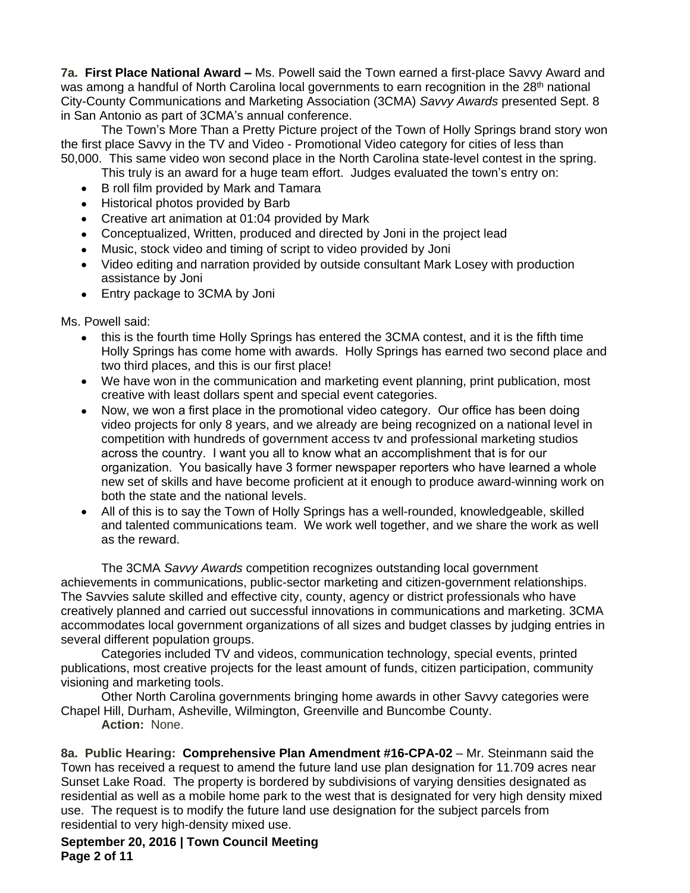**7a. First Place National Award –** Ms. Powell said the Town earned a first-place Savvy Award and was among a handful of North Carolina local governments to earn recognition in the 28th national City-County Communications and Marketing Association (3CMA) *Savvy Awards* presented Sept. 8 in San Antonio as part of 3CMA's annual conference.

The Town's More Than a Pretty Picture project of the Town of Holly Springs brand story won the first place Savvy in the TV and Video - Promotional Video category for cities of less than 50,000. This same video won second place in the North Carolina state-level contest in the spring.

This truly is an award for a huge team effort. Judges evaluated the town's entry on:

- B roll film provided by Mark and Tamara
- Historical photos provided by Barb
- Creative art animation at 01:04 provided by Mark
- Conceptualized, Written, produced and directed by Joni in the project lead
- Music, stock video and timing of script to video provided by Joni
- Video editing and narration provided by outside consultant Mark Losey with production assistance by Joni
- Entry package to 3CMA by Joni

Ms. Powell said:

- this is the fourth time Holly Springs has entered the 3CMA contest, and it is the fifth time Holly Springs has come home with awards. Holly Springs has earned two second place and two third places, and this is our first place!
- We have won in the communication and marketing event planning, print publication, most creative with least dollars spent and special event categories.
- Now, we won a first place in the promotional video category. Our office has been doing video projects for only 8 years, and we already are being recognized on a national level in competition with hundreds of government access tv and professional marketing studios across the country. I want you all to know what an accomplishment that is for our organization. You basically have 3 former newspaper reporters who have learned a whole new set of skills and have become proficient at it enough to produce award-winning work on both the state and the national levels.
- All of this is to say the Town of Holly Springs has a well-rounded, knowledgeable, skilled and talented communications team. We work well together, and we share the work as well as the reward.

The 3CMA *Savvy Awards* competition recognizes outstanding local government achievements in communications, public-sector marketing and citizen-government relationships. The Savvies salute skilled and effective city, county, agency or district professionals who have creatively planned and carried out successful innovations in communications and marketing. 3CMA accommodates local government organizations of all sizes and budget classes by judging entries in several different population groups.

Categories included TV and videos, communication technology, special events, printed publications, most creative projects for the least amount of funds, citizen participation, community visioning and marketing tools.

Other North Carolina governments bringing home awards in other Savvy categories were Chapel Hill, Durham, Asheville, Wilmington, Greenville and Buncombe County.

**Action:** None.

**8a. Public Hearing: Comprehensive Plan Amendment #16-CPA-02** – Mr. Steinmann said the Town has received a request to amend the future land use plan designation for 11.709 acres near Sunset Lake Road. The property is bordered by subdivisions of varying densities designated as residential as well as a mobile home park to the west that is designated for very high density mixed use. The request is to modify the future land use designation for the subject parcels from residential to very high-density mixed use.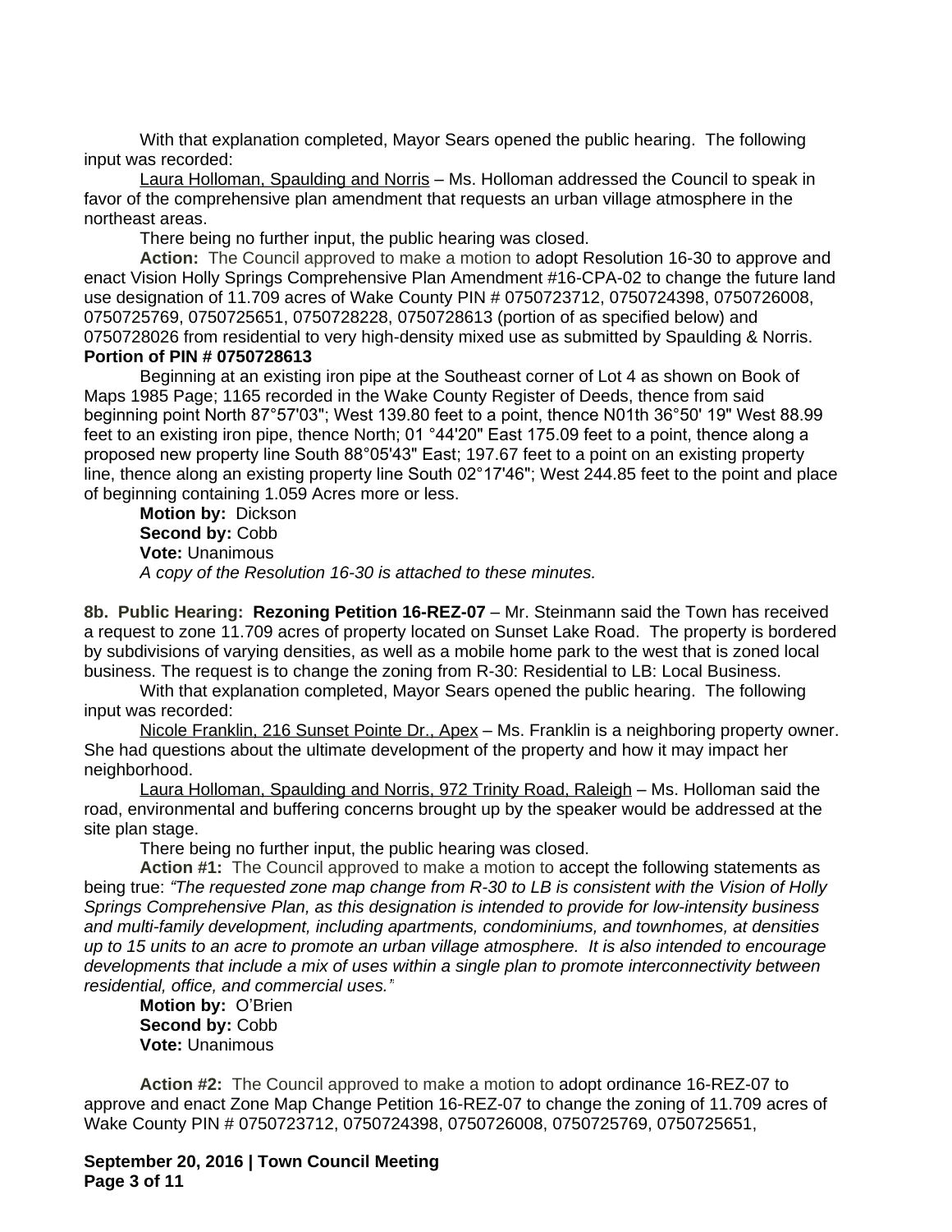With that explanation completed, Mayor Sears opened the public hearing. The following input was recorded:

Laura Holloman, Spaulding and Norris – Ms. Holloman addressed the Council to speak in favor of the comprehensive plan amendment that requests an urban village atmosphere in the northeast areas.

There being no further input, the public hearing was closed.

**Action:** The Council approved to make a motion to adopt Resolution 16-30 to approve and enact Vision Holly Springs Comprehensive Plan Amendment #16-CPA-02 to change the future land use designation of 11.709 acres of Wake County PIN # 0750723712, 0750724398, 0750726008, 0750725769, 0750725651, 0750728228, 0750728613 (portion of as specified below) and 0750728026 from residential to very high-density mixed use as submitted by Spaulding & Norris.

**Portion of PIN # 0750728613**

Beginning at an existing iron pipe at the Southeast corner of Lot 4 as shown on Book of Maps 1985 Page; 1165 recorded in the Wake County Register of Deeds, thence from said beginning point North 87°57'03"; West 139.80 feet to a point, thence N01th 36°50' 19" West 88.99 feet to an existing iron pipe, thence North; 01 °44'20" East 175.09 feet to a point, thence along a proposed new property line South 88°05'43" East; 197.67 feet to a point on an existing property line, thence along an existing property line South 02°17'46"; West 244.85 feet to the point and place of beginning containing 1.059 Acres more or less.

**Motion by:** Dickson
**Second by:** Cobb
**Vote:** Unanimous
*A copy of the Resolution 16-30 is attached to these minutes.*

**8b. Public Hearing: Rezoning Petition 16-REZ-07** – Mr. Steinmann said the Town has received a request to zone 11.709 acres of property located on Sunset Lake Road. The property is bordered by subdivisions of varying densities, as well as a mobile home park to the west that is zoned local business. The request is to change the zoning from R-30: Residential to LB: Local Business.

With that explanation completed, Mayor Sears opened the public hearing. The following input was recorded:

Nicole Franklin, 216 Sunset Pointe Dr., Apex – Ms. Franklin is a neighboring property owner. She had questions about the ultimate development of the property and how it may impact her neighborhood.

Laura Holloman, Spaulding and Norris, 972 Trinity Road, Raleigh – Ms. Holloman said the road, environmental and buffering concerns brought up by the speaker would be addressed at the site plan stage.

There being no further input, the public hearing was closed.

**Action #1:** The Council approved to make a motion to accept the following statements as being true: *"The requested zone map change from R-30 to LB is consistent with the Vision of Holly Springs Comprehensive Plan, as this designation is intended to provide for low-intensity business and multi-family development, including apartments, condominiums, and townhomes, at densities up to 15 units to an acre to promote an urban village atmosphere. It is also intended to encourage developments that include a mix of uses within a single plan to promote interconnectivity between residential, office, and commercial uses."*

**Motion by:** O'Brien
**Second by:** Cobb
**Vote:** Unanimous

**Action #2:** The Council approved to make a motion to adopt ordinance 16-REZ-07 to approve and enact Zone Map Change Petition 16-REZ-07 to change the zoning of 11.709 acres of Wake County PIN # 0750723712, 0750724398, 0750726008, 0750725769, 0750725651,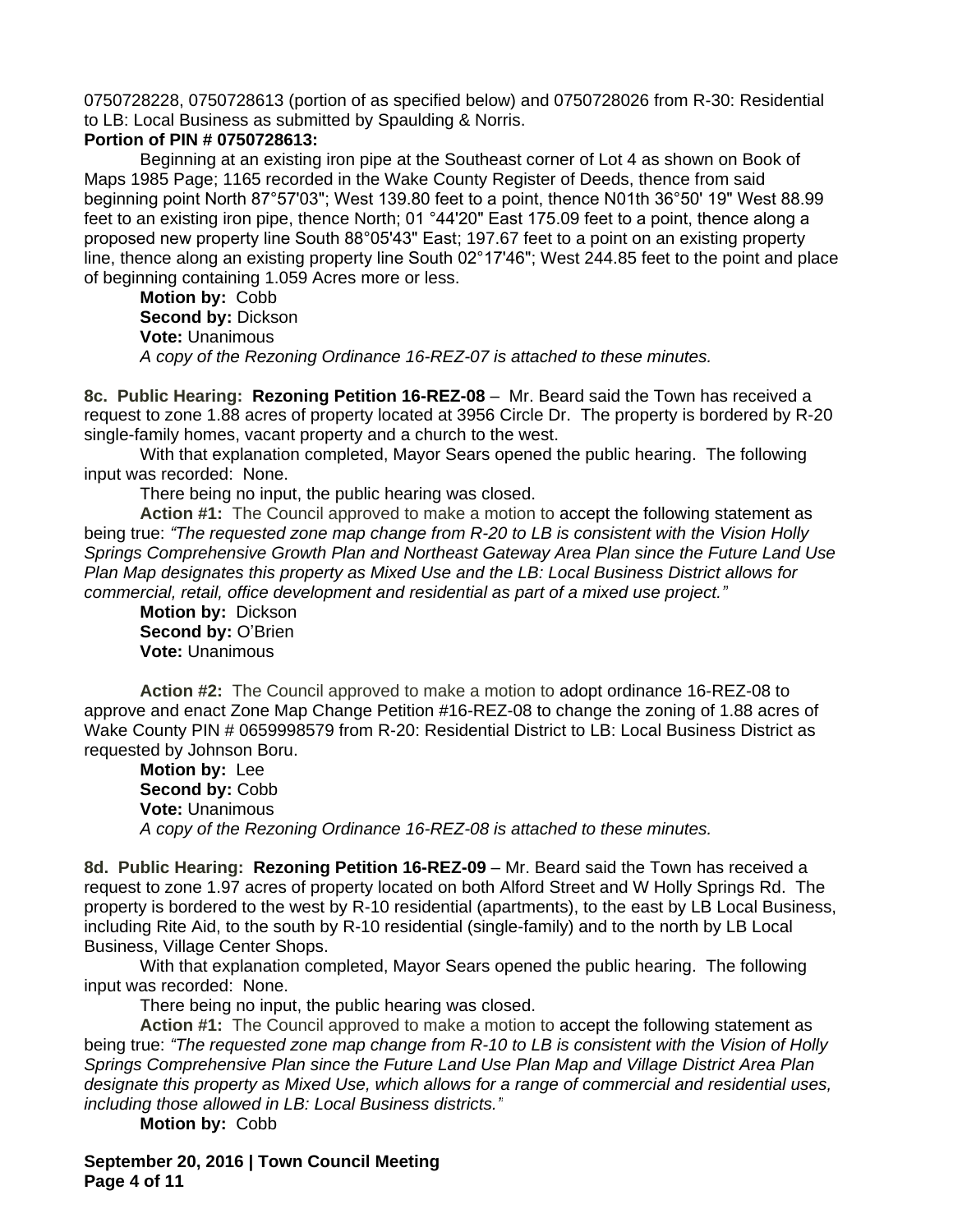0750728228, 0750728613 (portion of as specified below) and 0750728026 from R-30: Residential to LB: Local Business as submitted by Spaulding & Norris.

**Portion of PIN # 0750728613:**

Beginning at an existing iron pipe at the Southeast corner of Lot 4 as shown on Book of Maps 1985 Page; 1165 recorded in the Wake County Register of Deeds, thence from said beginning point North 87°57'03"; West 139.80 feet to a point, thence N01th 36°50' 19" West 88.99 feet to an existing iron pipe, thence North; 01 °44'20" East 175.09 feet to a point, thence along a proposed new property line South 88°05'43" East; 197.67 feet to a point on an existing property line, thence along an existing property line South 02°17'46"; West 244.85 feet to the point and place of beginning containing 1.059 Acres more or less.

**Motion by:** Cobb
**Second by:** Dickson
**Vote:** Unanimous
*A copy of the Rezoning Ordinance 16-REZ-07 is attached to these minutes.*

**8c. Public Hearing: Rezoning Petition 16-REZ-08** – Mr. Beard said the Town has received a request to zone 1.88 acres of property located at 3956 Circle Dr. The property is bordered by R-20 single-family homes, vacant property and a church to the west.

With that explanation completed, Mayor Sears opened the public hearing. The following input was recorded: None.

There being no input, the public hearing was closed.

**Action #1:** The Council approved to make a motion to accept the following statement as being true: *"The requested zone map change from R-20 to LB is consistent with the Vision Holly Springs Comprehensive Growth Plan and Northeast Gateway Area Plan since the Future Land Use Plan Map designates this property as Mixed Use and the LB: Local Business District allows for commercial, retail, office development and residential as part of a mixed use project."*

**Motion by:** Dickson
**Second by:** O'Brien
**Vote:** Unanimous

**Action #2:** The Council approved to make a motion to adopt ordinance 16-REZ-08 to approve and enact Zone Map Change Petition #16-REZ-08 to change the zoning of 1.88 acres of Wake County PIN # 0659998579 from R-20: Residential District to LB: Local Business District as requested by Johnson Boru.

**Motion by:** Lee
**Second by:** Cobb
**Vote:** Unanimous
*A copy of the Rezoning Ordinance 16-REZ-08 is attached to these minutes.*

**8d. Public Hearing: Rezoning Petition 16-REZ-09** – Mr. Beard said the Town has received a request to zone 1.97 acres of property located on both Alford Street and W Holly Springs Rd. The property is bordered to the west by R-10 residential (apartments), to the east by LB Local Business, including Rite Aid, to the south by R-10 residential (single-family) and to the north by LB Local Business, Village Center Shops.

With that explanation completed, Mayor Sears opened the public hearing. The following input was recorded: None.

There being no input, the public hearing was closed.

**Action #1:** The Council approved to make a motion to accept the following statement as being true: *"The requested zone map change from R-10 to LB is consistent with the Vision of Holly Springs Comprehensive Plan since the Future Land Use Plan Map and Village District Area Plan designate this property as Mixed Use, which allows for a range of commercial and residential uses, including those allowed in LB: Local Business districts."*

**Motion by:** Cobb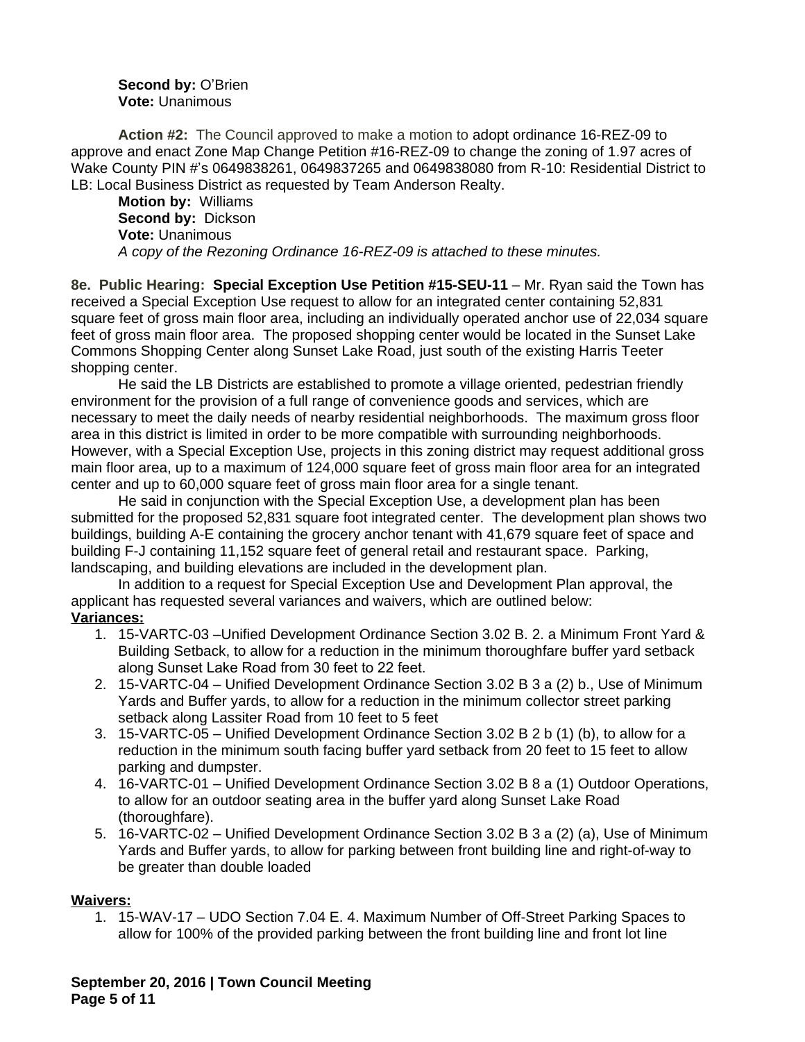**Second by:** O'Brien
**Vote:** Unanimous

**Action #2:** The Council approved to make a motion to adopt ordinance 16-REZ-09 to approve and enact Zone Map Change Petition #16-REZ-09 to change the zoning of 1.97 acres of Wake County PIN #'s 0649838261, 0649837265 and 0649838080 from R-10: Residential District to LB: Local Business District as requested by Team Anderson Realty.
**Motion by:** Williams
**Second by:** Dickson
**Vote:** Unanimous
*A copy of the Rezoning Ordinance 16-REZ-09 is attached to these minutes.*

**8e. Public Hearing: Special Exception Use Petition #15-SEU-11** – Mr. Ryan said the Town has received a Special Exception Use request to allow for an integrated center containing 52,831 square feet of gross main floor area, including an individually operated anchor use of 22,034 square feet of gross main floor area. The proposed shopping center would be located in the Sunset Lake Commons Shopping Center along Sunset Lake Road, just south of the existing Harris Teeter shopping center.

He said the LB Districts are established to promote a village oriented, pedestrian friendly environment for the provision of a full range of convenience goods and services, which are necessary to meet the daily needs of nearby residential neighborhoods. The maximum gross floor area in this district is limited in order to be more compatible with surrounding neighborhoods. However, with a Special Exception Use, projects in this zoning district may request additional gross main floor area, up to a maximum of 124,000 square feet of gross main floor area for an integrated center and up to 60,000 square feet of gross main floor area for a single tenant.

He said in conjunction with the Special Exception Use, a development plan has been submitted for the proposed 52,831 square foot integrated center. The development plan shows two buildings, building A-E containing the grocery anchor tenant with 41,679 square feet of space and building F-J containing 11,152 square feet of general retail and restaurant space. Parking, landscaping, and building elevations are included in the development plan.

In addition to a request for Special Exception Use and Development Plan approval, the applicant has requested several variances and waivers, which are outlined below:

**Variances:**

1. 15-VARTC-03 –Unified Development Ordinance Section 3.02 B. 2. a Minimum Front Yard & Building Setback, to allow for a reduction in the minimum thoroughfare buffer yard setback along Sunset Lake Road from 30 feet to 22 feet.
2. 15-VARTC-04 – Unified Development Ordinance Section 3.02 B 3 a (2) b., Use of Minimum Yards and Buffer yards, to allow for a reduction in the minimum collector street parking setback along Lassiter Road from 10 feet to 5 feet
3. 15-VARTC-05 – Unified Development Ordinance Section 3.02 B 2 b (1) (b), to allow for a reduction in the minimum south facing buffer yard setback from 20 feet to 15 feet to allow parking and dumpster.
4. 16-VARTC-01 – Unified Development Ordinance Section 3.02 B 8 a (1) Outdoor Operations, to allow for an outdoor seating area in the buffer yard along Sunset Lake Road (thoroughfare).
5. 16-VARTC-02 – Unified Development Ordinance Section 3.02 B 3 a (2) (a), Use of Minimum Yards and Buffer yards, to allow for parking between front building line and right-of-way to be greater than double loaded

**Waivers:**

1. 15-WAV-17 – UDO Section 7.04 E. 4. Maximum Number of Off-Street Parking Spaces to allow for 100% of the provided parking between the front building line and front lot line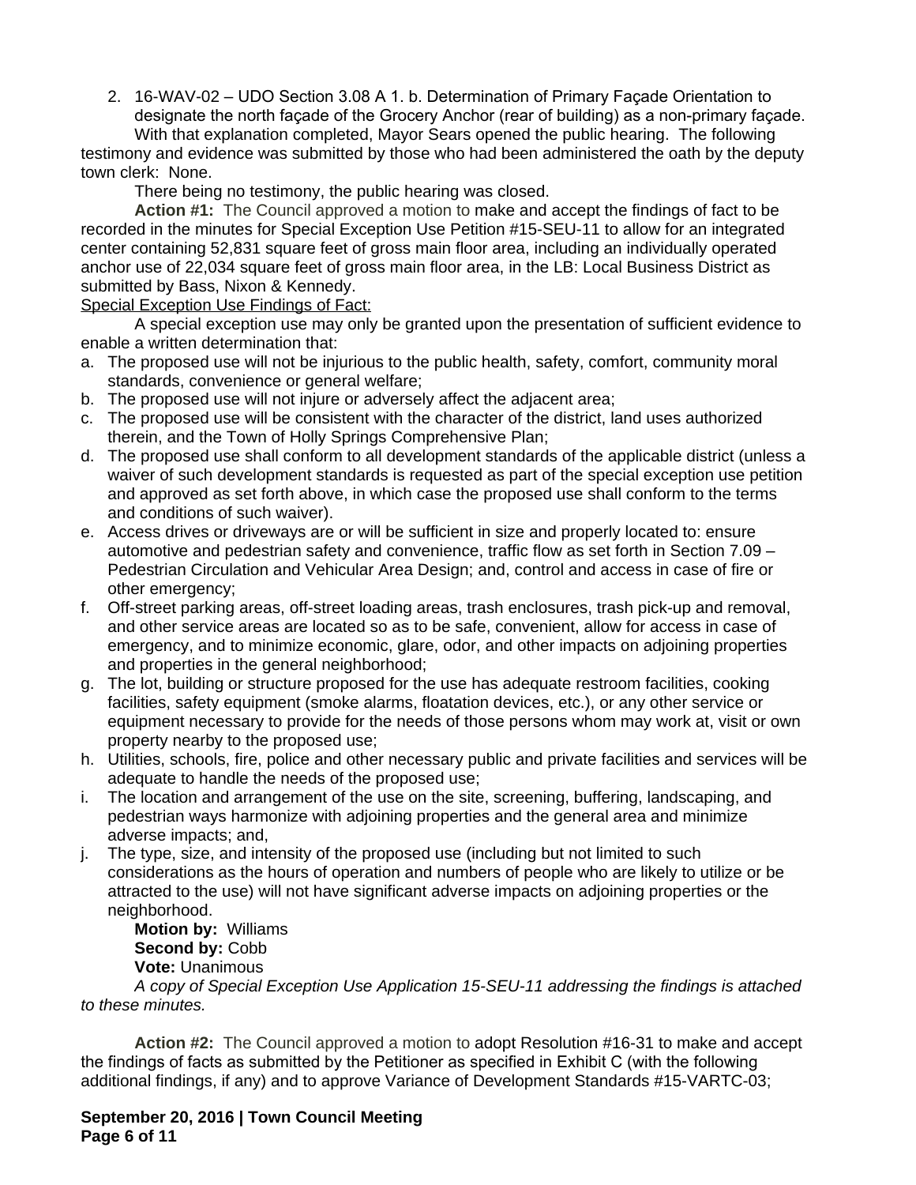2. 16-WAV-02 – UDO Section 3.08 A 1. b. Determination of Primary Façade Orientation to designate the north façade of the Grocery Anchor (rear of building) as a non-primary façade.

With that explanation completed, Mayor Sears opened the public hearing. The following testimony and evidence was submitted by those who had been administered the oath by the deputy town clerk: None.

There being no testimony, the public hearing was closed.

**Action #1:** The Council approved a motion to make and accept the findings of fact to be recorded in the minutes for Special Exception Use Petition #15-SEU-11 to allow for an integrated center containing 52,831 square feet of gross main floor area, including an individually operated anchor use of 22,034 square feet of gross main floor area, in the LB: Local Business District as submitted by Bass, Nixon & Kennedy.

Special Exception Use Findings of Fact:

A special exception use may only be granted upon the presentation of sufficient evidence to enable a written determination that:

a. The proposed use will not be injurious to the public health, safety, comfort, community moral standards, convenience or general welfare;
b. The proposed use will not injure or adversely affect the adjacent area;
c. The proposed use will be consistent with the character of the district, land uses authorized therein, and the Town of Holly Springs Comprehensive Plan;
d. The proposed use shall conform to all development standards of the applicable district (unless a waiver of such development standards is requested as part of the special exception use petition and approved as set forth above, in which case the proposed use shall conform to the terms and conditions of such waiver).
e. Access drives or driveways are or will be sufficient in size and properly located to: ensure automotive and pedestrian safety and convenience, traffic flow as set forth in Section 7.09 – Pedestrian Circulation and Vehicular Area Design; and, control and access in case of fire or other emergency;
f. Off-street parking areas, off-street loading areas, trash enclosures, trash pick-up and removal, and other service areas are located so as to be safe, convenient, allow for access in case of emergency, and to minimize economic, glare, odor, and other impacts on adjoining properties and properties in the general neighborhood;
g. The lot, building or structure proposed for the use has adequate restroom facilities, cooking facilities, safety equipment (smoke alarms, floatation devices, etc.), or any other service or equipment necessary to provide for the needs of those persons whom may work at, visit or own property nearby to the proposed use;
h. Utilities, schools, fire, police and other necessary public and private facilities and services will be adequate to handle the needs of the proposed use;
i. The location and arrangement of the use on the site, screening, buffering, landscaping, and pedestrian ways harmonize with adjoining properties and the general area and minimize adverse impacts; and,
j. The type, size, and intensity of the proposed use (including but not limited to such considerations as the hours of operation and numbers of people who are likely to utilize or be attracted to the use) will not have significant adverse impacts on adjoining properties or the neighborhood.

**Motion by:** Williams
**Second by:** Cobb
**Vote:** Unanimous

*A copy of Special Exception Use Application 15-SEU-11 addressing the findings is attached to these minutes.*

**Action #2:** The Council approved a motion to adopt Resolution #16-31 to make and accept the findings of facts as submitted by the Petitioner as specified in Exhibit C (with the following additional findings, if any) and to approve Variance of Development Standards #15-VARTC-03;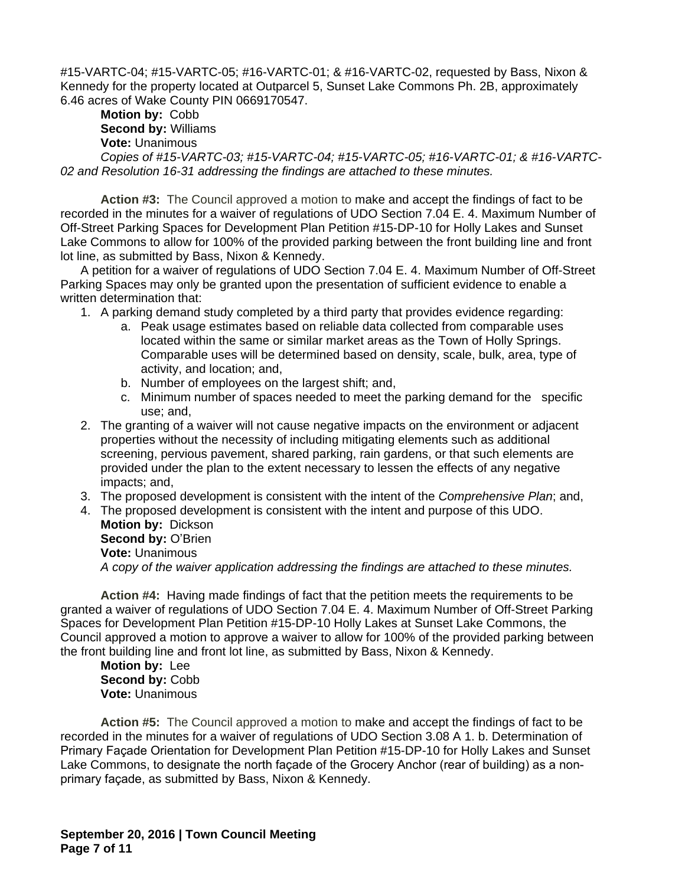#15-VARTC-04; #15-VARTC-05; #16-VARTC-01; & #16-VARTC-02, requested by Bass, Nixon & Kennedy for the property located at Outparcel 5, Sunset Lake Commons Ph. 2B, approximately 6.46 acres of Wake County PIN 0669170547.

**Motion by:** Cobb
**Second by:** Williams
**Vote:** Unanimous

*Copies of #15-VARTC-03; #15-VARTC-04; #15-VARTC-05; #16-VARTC-01; & #16-VARTC-02 and Resolution 16-31 addressing the findings are attached to these minutes.*

**Action #3:** The Council approved a motion to make and accept the findings of fact to be recorded in the minutes for a waiver of regulations of UDO Section 7.04 E. 4. Maximum Number of Off-Street Parking Spaces for Development Plan Petition #15-DP-10 for Holly Lakes and Sunset Lake Commons to allow for 100% of the provided parking between the front building line and front lot line, as submitted by Bass, Nixon & Kennedy.

A petition for a waiver of regulations of UDO Section 7.04 E. 4. Maximum Number of Off-Street Parking Spaces may only be granted upon the presentation of sufficient evidence to enable a written determination that:

1. A parking demand study completed by a third party that provides evidence regarding:
   a. Peak usage estimates based on reliable data collected from comparable uses located within the same or similar market areas as the Town of Holly Springs. Comparable uses will be determined based on density, scale, bulk, area, type of activity, and location; and,
   b. Number of employees on the largest shift; and,
   c. Minimum number of spaces needed to meet the parking demand for the specific use; and,
2. The granting of a waiver will not cause negative impacts on the environment or adjacent properties without the necessity of including mitigating elements such as additional screening, pervious pavement, shared parking, rain gardens, or that such elements are provided under the plan to the extent necessary to lessen the effects of any negative impacts; and,
3. The proposed development is consistent with the intent of the *Comprehensive Plan*; and,
4. The proposed development is consistent with the intent and purpose of this UDO.

**Motion by:** Dickson
**Second by:** O'Brien
**Vote:** Unanimous

*A copy of the waiver application addressing the findings are attached to these minutes.*

**Action #4:** Having made findings of fact that the petition meets the requirements to be granted a waiver of regulations of UDO Section 7.04 E. 4. Maximum Number of Off-Street Parking Spaces for Development Plan Petition #15-DP-10 Holly Lakes at Sunset Lake Commons, the Council approved a motion to approve a waiver to allow for 100% of the provided parking between the front building line and front lot line, as submitted by Bass, Nixon & Kennedy.

**Motion by:** Lee
**Second by:** Cobb
**Vote:** Unanimous

**Action #5:** The Council approved a motion to make and accept the findings of fact to be recorded in the minutes for a waiver of regulations of UDO Section 3.08 A 1. b. Determination of Primary Façade Orientation for Development Plan Petition #15-DP-10 for Holly Lakes and Sunset Lake Commons, to designate the north façade of the Grocery Anchor (rear of building) as a non-primary façade, as submitted by Bass, Nixon & Kennedy.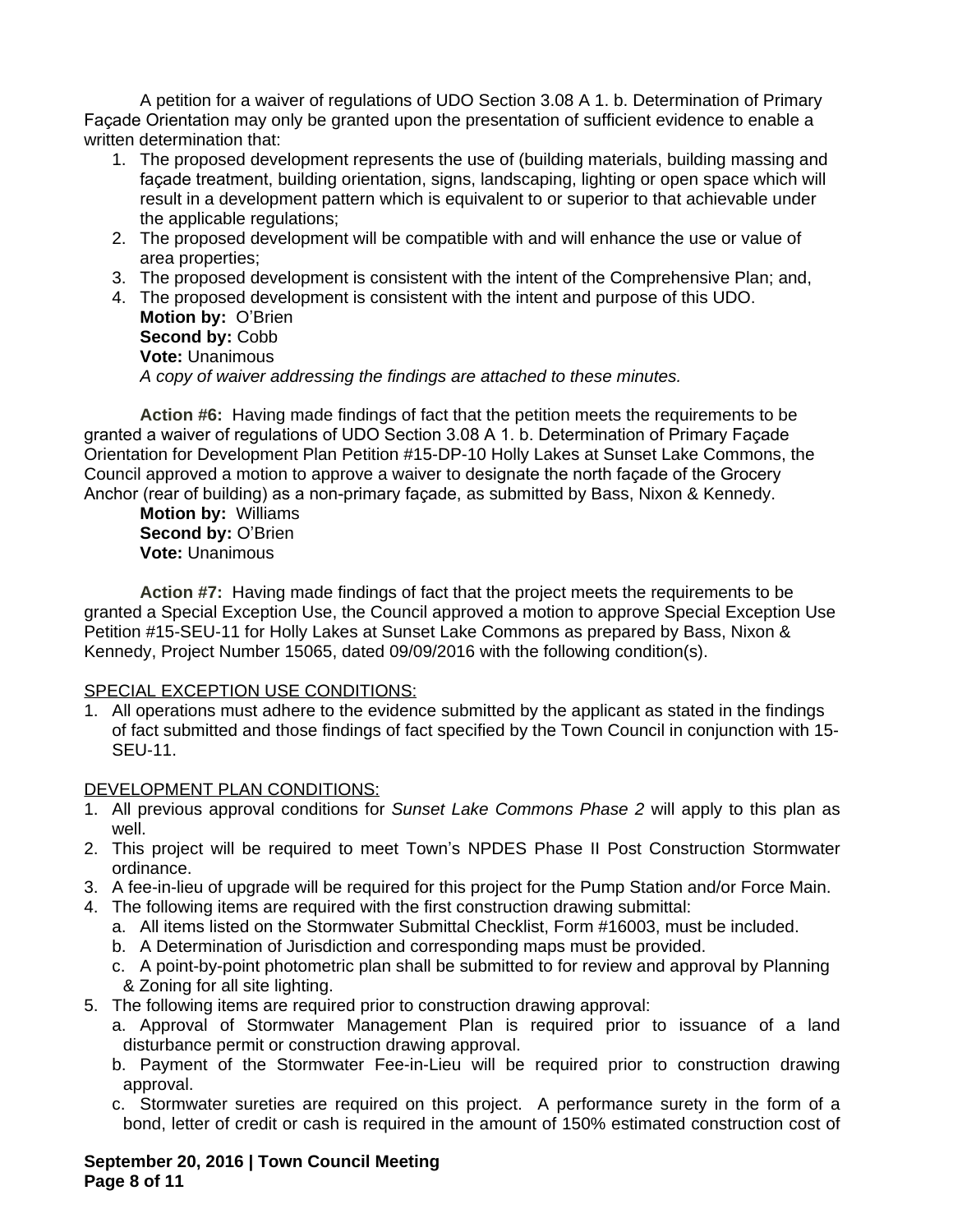A petition for a waiver of regulations of UDO Section 3.08 A 1. b. Determination of Primary Façade Orientation may only be granted upon the presentation of sufficient evidence to enable a written determination that:

1. The proposed development represents the use of (building materials, building massing and façade treatment, building orientation, signs, landscaping, lighting or open space which will result in a development pattern which is equivalent to or superior to that achievable under the applicable regulations;
2. The proposed development will be compatible with and will enhance the use or value of area properties;
3. The proposed development is consistent with the intent of the Comprehensive Plan; and,
4. The proposed development is consistent with the intent and purpose of this UDO.

   **Motion by:** O'Brien
   **Second by:** Cobb
   **Vote:** Unanimous
   *A copy of waiver addressing the findings are attached to these minutes.*

**Action #6:** Having made findings of fact that the petition meets the requirements to be granted a waiver of regulations of UDO Section 3.08 A 1. b. Determination of Primary Façade Orientation for Development Plan Petition #15-DP-10 Holly Lakes at Sunset Lake Commons, the Council approved a motion to approve a waiver to designate the north façade of the Grocery Anchor (rear of building) as a non-primary façade, as submitted by Bass, Nixon & Kennedy.

**Motion by:** Williams
**Second by:** O'Brien
**Vote:** Unanimous

**Action #7:** Having made findings of fact that the project meets the requirements to be granted a Special Exception Use, the Council approved a motion to approve Special Exception Use Petition #15-SEU-11 for Holly Lakes at Sunset Lake Commons as prepared by Bass, Nixon & Kennedy, Project Number 15065, dated 09/09/2016 with the following condition(s).

<u>SPECIAL EXCEPTION USE CONDITIONS:</u>

1. All operations must adhere to the evidence submitted by the applicant as stated in the findings of fact submitted and those findings of fact specified by the Town Council in conjunction with 15-SEU-11.

<u>DEVELOPMENT PLAN CONDITIONS:</u>

1. All previous approval conditions for *Sunset Lake Commons Phase 2* will apply to this plan as well.
2. This project will be required to meet Town's NPDES Phase II Post Construction Stormwater ordinance.
3. A fee-in-lieu of upgrade will be required for this project for the Pump Station and/or Force Main.
4. The following items are required with the first construction drawing submittal:
   a. All items listed on the Stormwater Submittal Checklist, Form #16003, must be included.
   b. A Determination of Jurisdiction and corresponding maps must be provided.
   c. A point-by-point photometric plan shall be submitted to for review and approval by Planning & Zoning for all site lighting.
5. The following items are required prior to construction drawing approval:
   a. Approval of Stormwater Management Plan is required prior to issuance of a land disturbance permit or construction drawing approval.
   b. Payment of the Stormwater Fee-in-Lieu will be required prior to construction drawing approval.
   c. Stormwater sureties are required on this project. A performance surety in the form of a bond, letter of credit or cash is required in the amount of 150% estimated construction cost of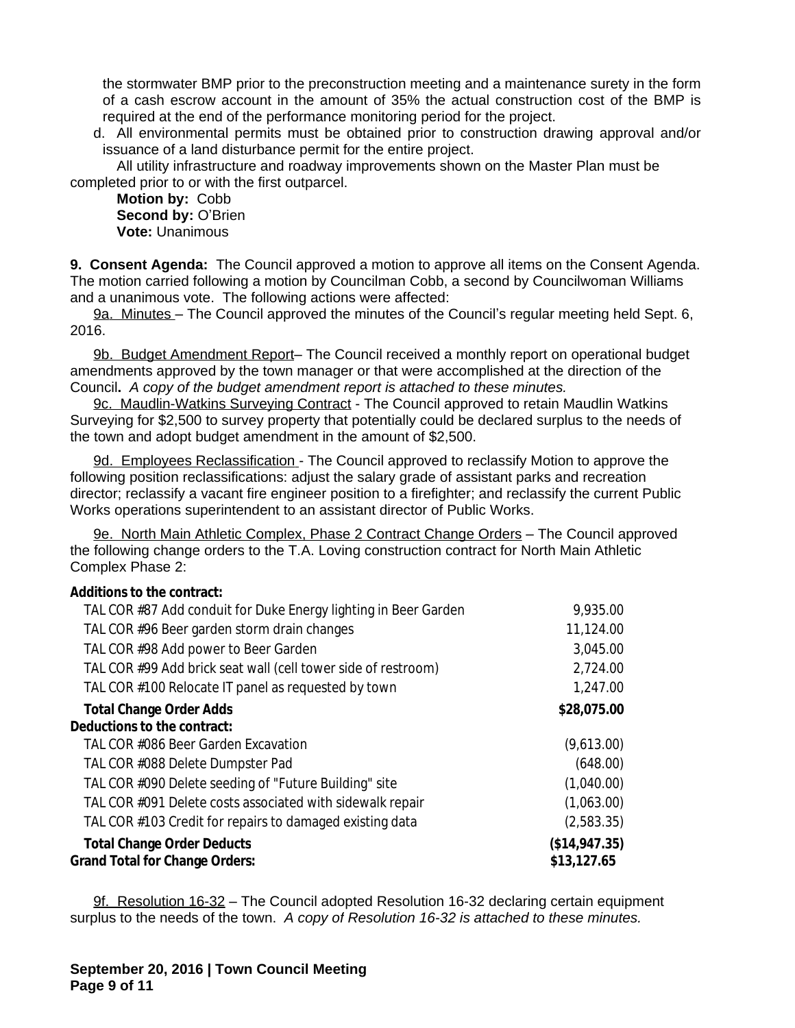the stormwater BMP prior to the preconstruction meeting and a maintenance surety in the form of a cash escrow account in the amount of 35% the actual construction cost of the BMP is required at the end of the performance monitoring period for the project.

d. All environmental permits must be obtained prior to construction drawing approval and/or issuance of a land disturbance permit for the entire project.

All utility infrastructure and roadway improvements shown on the Master Plan must be completed prior to or with the first outparcel.

**Motion by:** Cobb
**Second by:** O'Brien
**Vote:** Unanimous

**9. Consent Agenda:** The Council approved a motion to approve all items on the Consent Agenda. The motion carried following a motion by Councilman Cobb, a second by Councilwoman Williams and a unanimous vote. The following actions were affected:

9a. Minutes – The Council approved the minutes of the Council's regular meeting held Sept. 6, 2016.

9b. Budget Amendment Report– The Council received a monthly report on operational budget amendments approved by the town manager or that were accomplished at the direction of the Council**.** *A copy of the budget amendment report is attached to these minutes.*

9c. Maudlin-Watkins Surveying Contract - The Council approved to retain Maudlin Watkins Surveying for $2,500 to survey property that potentially could be declared surplus to the needs of the town and adopt budget amendment in the amount of $2,500.

9d. Employees Reclassification - The Council approved to reclassify Motion to approve the following position reclassifications: adjust the salary grade of assistant parks and recreation director; reclassify a vacant fire engineer position to a firefighter; and reclassify the current Public Works operations superintendent to an assistant director of Public Works.

9e. North Main Athletic Complex, Phase 2 Contract Change Orders – The Council approved the following change orders to the T.A. Loving construction contract for North Main Athletic Complex Phase 2:

| | |
|---|---|
| **Additions to the contract:** | |
| TAL COR #87 Add conduit for Duke Energy lighting in Beer Garden | 9,935.00 |
| TAL COR #96 Beer garden storm drain changes | 11,124.00 |
| TAL COR #98 Add power to Beer Garden | 3,045.00 |
| TAL COR #99 Add brick seat wall (cell tower side of restroom) | 2,724.00 |
| TAL COR #100 Relocate IT panel as requested by town | 1,247.00 |
| **Total Change Order Adds** | **$28,075.00** |
| **Deductions to the contract:** | |
| TAL COR #086 Beer Garden Excavation | (9,613.00) |
| TAL COR #088 Delete Dumpster Pad | (648.00) |
| TAL COR #090 Delete seeding of "Future Building" site | (1,040.00) |
| TAL COR #091 Delete costs associated with sidewalk repair | (1,063.00) |
| TAL COR #103 Credit for repairs to damaged existing data | (2,583.35) |
| **Total Change Order Deducts** | **($14,947.35)** |
| **Grand Total for Change Orders:** | **$13,127.65** |

9f. Resolution 16-32 – The Council adopted Resolution 16-32 declaring certain equipment surplus to the needs of the town. *A copy of Resolution 16-32 is attached to these minutes.*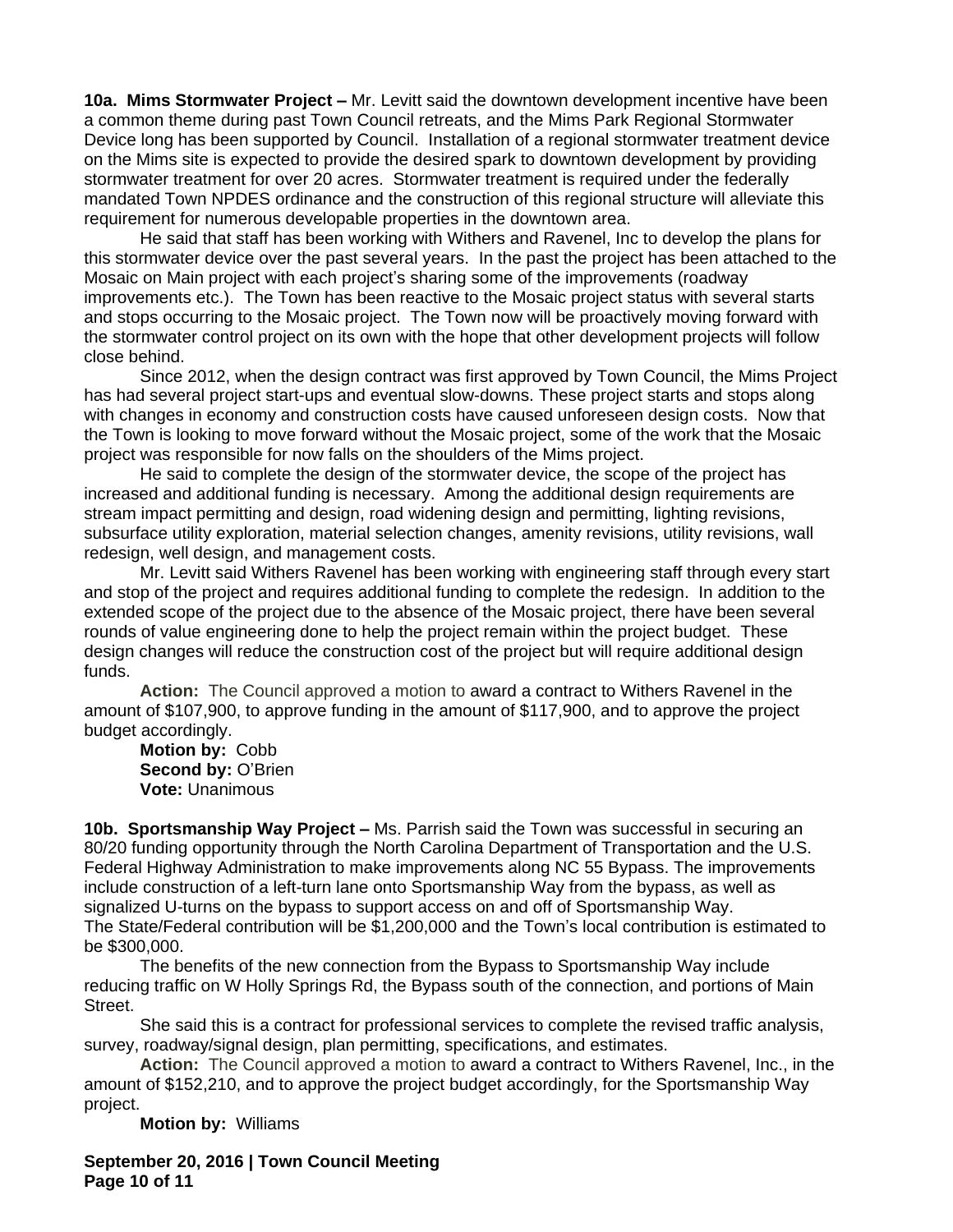**10a. Mims Stormwater Project –** Mr. Levitt said the downtown development incentive have been a common theme during past Town Council retreats, and the Mims Park Regional Stormwater Device long has been supported by Council. Installation of a regional stormwater treatment device on the Mims site is expected to provide the desired spark to downtown development by providing stormwater treatment for over 20 acres. Stormwater treatment is required under the federally mandated Town NPDES ordinance and the construction of this regional structure will alleviate this requirement for numerous developable properties in the downtown area.

He said that staff has been working with Withers and Ravenel, Inc to develop the plans for this stormwater device over the past several years. In the past the project has been attached to the Mosaic on Main project with each project's sharing some of the improvements (roadway improvements etc.). The Town has been reactive to the Mosaic project status with several starts and stops occurring to the Mosaic project. The Town now will be proactively moving forward with the stormwater control project on its own with the hope that other development projects will follow close behind.

Since 2012, when the design contract was first approved by Town Council, the Mims Project has had several project start-ups and eventual slow-downs. These project starts and stops along with changes in economy and construction costs have caused unforeseen design costs. Now that the Town is looking to move forward without the Mosaic project, some of the work that the Mosaic project was responsible for now falls on the shoulders of the Mims project.

He said to complete the design of the stormwater device, the scope of the project has increased and additional funding is necessary. Among the additional design requirements are stream impact permitting and design, road widening design and permitting, lighting revisions, subsurface utility exploration, material selection changes, amenity revisions, utility revisions, wall redesign, well design, and management costs.

Mr. Levitt said Withers Ravenel has been working with engineering staff through every start and stop of the project and requires additional funding to complete the redesign. In addition to the extended scope of the project due to the absence of the Mosaic project, there have been several rounds of value engineering done to help the project remain within the project budget. These design changes will reduce the construction cost of the project but will require additional design funds.

**Action:** The Council approved a motion to award a contract to Withers Ravenel in the amount of $107,900, to approve funding in the amount of $117,900, and to approve the project budget accordingly.

**Motion by:** Cobb
**Second by:** O'Brien
**Vote:** Unanimous

**10b. Sportsmanship Way Project –** Ms. Parrish said the Town was successful in securing an 80/20 funding opportunity through the North Carolina Department of Transportation and the U.S. Federal Highway Administration to make improvements along NC 55 Bypass. The improvements include construction of a left-turn lane onto Sportsmanship Way from the bypass, as well as signalized U-turns on the bypass to support access on and off of Sportsmanship Way.
The State/Federal contribution will be $1,200,000 and the Town's local contribution is estimated to be $300,000.

The benefits of the new connection from the Bypass to Sportsmanship Way include reducing traffic on W Holly Springs Rd, the Bypass south of the connection, and portions of Main Street.

She said this is a contract for professional services to complete the revised traffic analysis, survey, roadway/signal design, plan permitting, specifications, and estimates.

**Action:** The Council approved a motion to award a contract to Withers Ravenel, Inc., in the amount of $152,210, and to approve the project budget accordingly, for the Sportsmanship Way project.

**Motion by:** Williams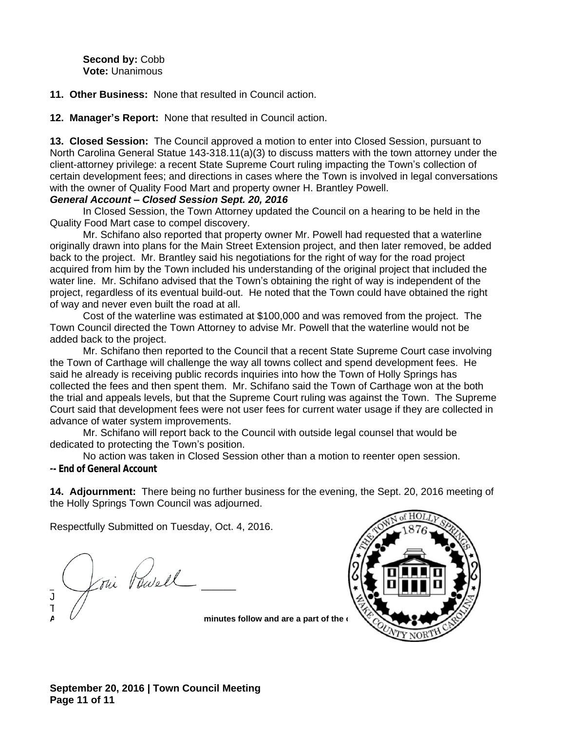**Second by:** Cobb
**Vote:** Unanimous

**11. Other Business:** None that resulted in Council action.

**12. Manager's Report:** None that resulted in Council action.

**13. Closed Session:** The Council approved a motion to enter into Closed Session, pursuant to North Carolina General Statue 143-318.11(a)(3) to discuss matters with the town attorney under the client-attorney privilege: a recent State Supreme Court ruling impacting the Town's collection of certain development fees; and directions in cases where the Town is involved in legal conversations with the owner of Quality Food Mart and property owner H. Brantley Powell.

***General Account – Closed Session Sept. 20, 2016***

In Closed Session, the Town Attorney updated the Council on a hearing to be held in the Quality Food Mart case to compel discovery.

Mr. Schifano also reported that property owner Mr. Powell had requested that a waterline originally drawn into plans for the Main Street Extension project, and then later removed, be added back to the project. Mr. Brantley said his negotiations for the right of way for the road project acquired from him by the Town included his understanding of the original project that included the water line. Mr. Schifano advised that the Town's obtaining the right of way is independent of the project, regardless of its eventual build-out. He noted that the Town could have obtained the right of way and never even built the road at all.

Cost of the waterline was estimated at $100,000 and was removed from the project. The Town Council directed the Town Attorney to advise Mr. Powell that the waterline would not be added back to the project.

Mr. Schifano then reported to the Council that a recent State Supreme Court case involving the Town of Carthage will challenge the way all towns collect and spend development fees. He said he already is receiving public records inquiries into how the Town of Holly Springs has collected the fees and then spent them. Mr. Schifano said the Town of Carthage won at the both the trial and appeals levels, but that the Supreme Court ruling was against the Town. The Supreme Court said that development fees were not user fees for current water usage if they are collected in advance of water system improvements.

Mr. Schifano will report back to the Council with outside legal counsel that would be dedicated to protecting the Town's position.

No action was taken in Closed Session other than a motion to reenter open session.

***-- End of General Account***

**14. Adjournment:** There being no further business for the evening, the Sept. 20, 2016 meeting of the Holly Springs Town Council was adjourned.

Respectfully Submitted on Tuesday, Oct. 4, 2016.

_Joni Powell_

J
T
**A minutes follow and are a part of the**